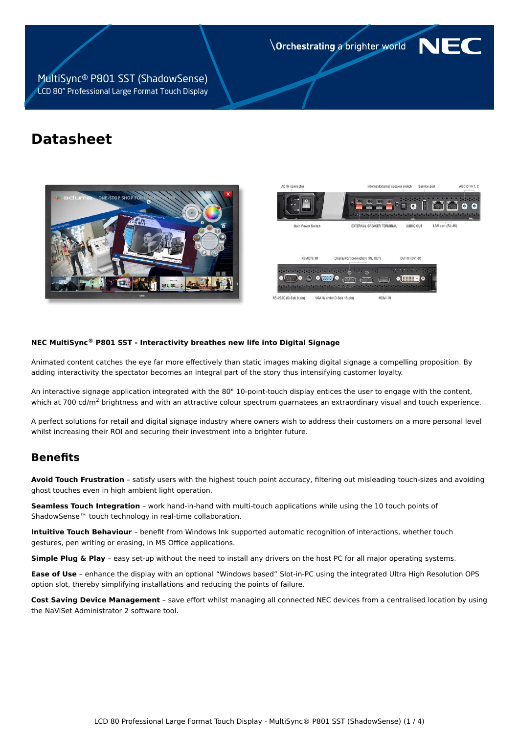MultiSync® P801 SST (ShadowSense)
LCD 80" Professional Large Format Touch Display

\Orchestrating a brighter world

# Datasheet

**NEC MultiSync® P801 SST - Interactivity breathes new life into Digital Signage**

Animated content catches the eye far more effectively than static images making digital signage a compelling proposition. By adding interactivity the spectator becomes an integral part of the story thus intensifying customer loyalty.

An interactive signage application integrated with the 80" 10-point-touch display entices the user to engage with the content, which at 700 cd/m$^2$ brightness and with an attractive colour spectrum guarantees an extraordinary visual and touch experience.

A perfect solutions for retail and digital signage industry where owners wish to address their customers on a more personal level whilst increasing their ROI and securing their investment into a brighter future.

## Benefits

**Avoid Touch Frustration** – satisfy users with the highest touch point accuracy, filtering out misleading touch-sizes and avoiding ghost touches even in high ambient light operation.

**Seamless Touch Integration** – work hand-in-hand with multi-touch applications while using the 10 touch points of ShadowSense™ touch technology in real-time collaboration.

**Intuitive Touch Behaviour** – benefit from Windows Ink supported automatic recognition of interactions, whether touch gestures, pen writing or erasing, in MS Office applications.

**Simple Plug & Play** – easy set-up without the need to install any drivers on the host PC for all major operating systems.

**Ease of Use** – enhance the display with an optional "Windows based" Slot-in-PC using the integrated Ultra High Resolution OPS option slot, thereby simplifying installations and reducing the points of failure.

**Cost Saving Device Management** – save effort whilst managing all connected NEC devices from a centralised location by using the NaViSet Administrator 2 software tool.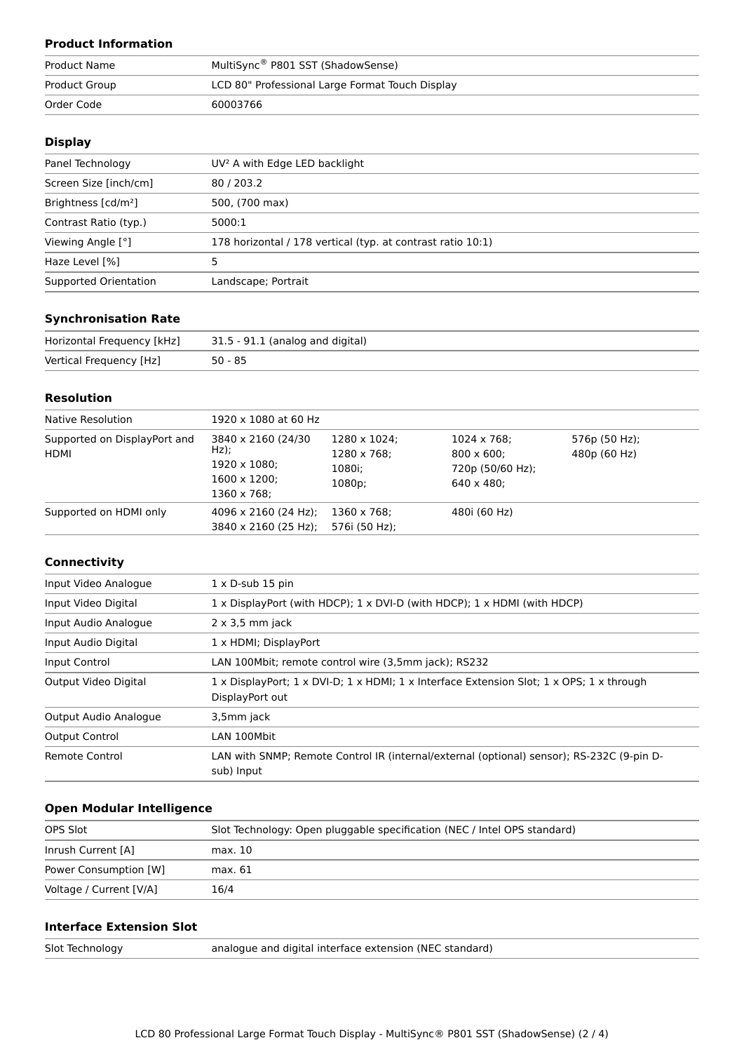## Product Information

| | |
|---|---|
| Product Name | MultiSync® P801 SST (ShadowSense) |
| Product Group | LCD 80" Professional Large Format Touch Display |
| Order Code | 60003766 |

## Display

| | |
|---|---|
| Panel Technology | UV² A with Edge LED backlight |
| Screen Size [inch/cm] | 80 / 203.2 |
| Brightness [cd/m²] | 500, (700 max) |
| Contrast Ratio (typ.) | 5000:1 |
| Viewing Angle [°] | 178 horizontal / 178 vertical (typ. at contrast ratio 10:1) |
| Haze Level [%] | 5 |
| Supported Orientation | Landscape; Portrait |

## Synchronisation Rate

| | |
|---|---|
| Horizontal Frequency [kHz] | 31.5 - 91.1 (analog and digital) |
| Vertical Frequency [Hz] | 50 - 85 |

## Resolution

| | | | | |
|---|---|---|---|---|
| Native Resolution | 1920 x 1080 at 60 Hz | | | |
| Supported on DisplayPort and HDMI | 3840 x 2160 (24/30 Hz);<br>1920 x 1080;<br>1600 x 1200;<br>1360 x 768; | 1280 x 1024;<br>1280 x 768;<br>1080i;<br>1080p; | 1024 x 768;<br>800 x 600;<br>720p (50/60 Hz);<br>640 x 480; | 576p (50 Hz);<br>480p (60 Hz) |
| Supported on HDMI only | 4096 x 2160 (24 Hz);<br>3840 x 2160 (25 Hz); | 1360 x 768;<br>576i (50 Hz); | 480i (60 Hz) | |

## Connectivity

| | |
|---|---|
| Input Video Analogue | 1 x D-sub 15 pin |
| Input Video Digital | 1 x DisplayPort (with HDCP); 1 x DVI-D (with HDCP); 1 x HDMI (with HDCP) |
| Input Audio Analogue | 2 x 3,5 mm jack |
| Input Audio Digital | 1 x HDMI; DisplayPort |
| Input Control | LAN 100Mbit; remote control wire (3,5mm jack); RS232 |
| Output Video Digital | 1 x DisplayPort; 1 x DVI-D; 1 x HDMI; 1 x Interface Extension Slot; 1 x OPS; 1 x through DisplayPort out |
| Output Audio Analogue | 3,5mm jack |
| Output Control | LAN 100Mbit |
| Remote Control | LAN with SNMP; Remote Control IR (internal/external (optional) sensor); RS-232C (9-pin D-sub) Input |

## Open Modular Intelligence

| | |
|---|---|
| OPS Slot | Slot Technology: Open pluggable specification (NEC / Intel OPS standard) |
| Inrush Current [A] | max. 10 |
| Power Consumption [W] | max. 61 |
| Voltage / Current [V/A] | 16/4 |

## Interface Extension Slot

| | |
|---|---|
| Slot Technology | analogue and digital interface extension (NEC standard) |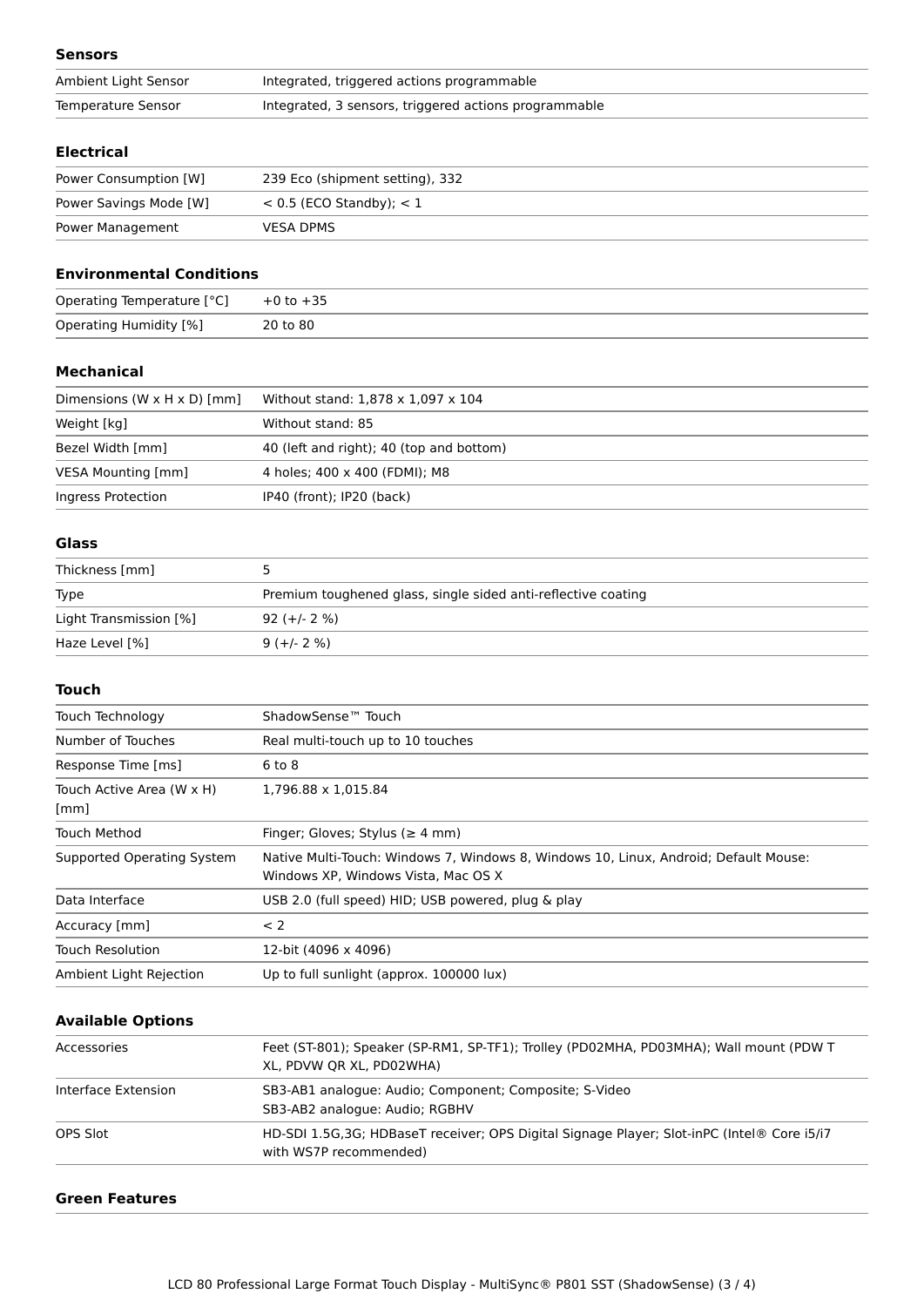### Sensors

| | |
|---|---|
| Ambient Light Sensor | Integrated, triggered actions programmable |
| Temperature Sensor | Integrated, 3 sensors, triggered actions programmable |

### Electrical

| | |
|---|---|
| Power Consumption [W] | 239 Eco (shipment setting), 332 |
| Power Savings Mode [W] | < 0.5 (ECO Standby); < 1 |
| Power Management | VESA DPMS |

### Environmental Conditions

| | |
|---|---|
| Operating Temperature [°C] | +0 to +35 |
| Operating Humidity [%] | 20 to 80 |

### Mechanical

| | |
|---|---|
| Dimensions (W x H x D) [mm] | Without stand: 1,878 x 1,097 x 104 |
| Weight [kg] | Without stand: 85 |
| Bezel Width [mm] | 40 (left and right); 40 (top and bottom) |
| VESA Mounting [mm] | 4 holes; 400 x 400 (FDMI); M8 |
| Ingress Protection | IP40 (front); IP20 (back) |

### Glass

| | |
|---|---|
| Thickness [mm] | 5 |
| Type | Premium toughened glass, single sided anti-reflective coating |
| Light Transmission [%] | 92 (+/- 2 %) |
| Haze Level [%] | 9 (+/- 2 %) |

### Touch

| | |
|---|---|
| Touch Technology | ShadowSense™ Touch |
| Number of Touches | Real multi-touch up to 10 touches |
| Response Time [ms] | 6 to 8 |
| Touch Active Area (W x H) [mm] | 1,796.88 x 1,015.84 |
| Touch Method | Finger; Gloves; Stylus (≥ 4 mm) |
| Supported Operating System | Native Multi-Touch: Windows 7, Windows 8, Windows 10, Linux, Android; Default Mouse: Windows XP, Windows Vista, Mac OS X |
| Data Interface | USB 2.0 (full speed) HID; USB powered, plug & play |
| Accuracy [mm] | < 2 |
| Touch Resolution | 12-bit (4096 x 4096) |
| Ambient Light Rejection | Up to full sunlight (approx. 100000 lux) |

### Available Options

| | |
|---|---|
| Accessories | Feet (ST-801); Speaker (SP-RM1, SP-TF1); Trolley (PD02MHA, PD03MHA); Wall mount (PDW T XL, PDVW QR XL, PD02WHA) |
| Interface Extension | SB3-AB1 analogue: Audio; Component; Composite; S-Video<br>SB3-AB2 analogue: Audio; RGBHV |
| OPS Slot | HD-SDI 1.5G,3G; HDBaseT receiver; OPS Digital Signage Player; Slot-inPC (Intel® Core i5/i7 with WS7P recommended) |

### Green Features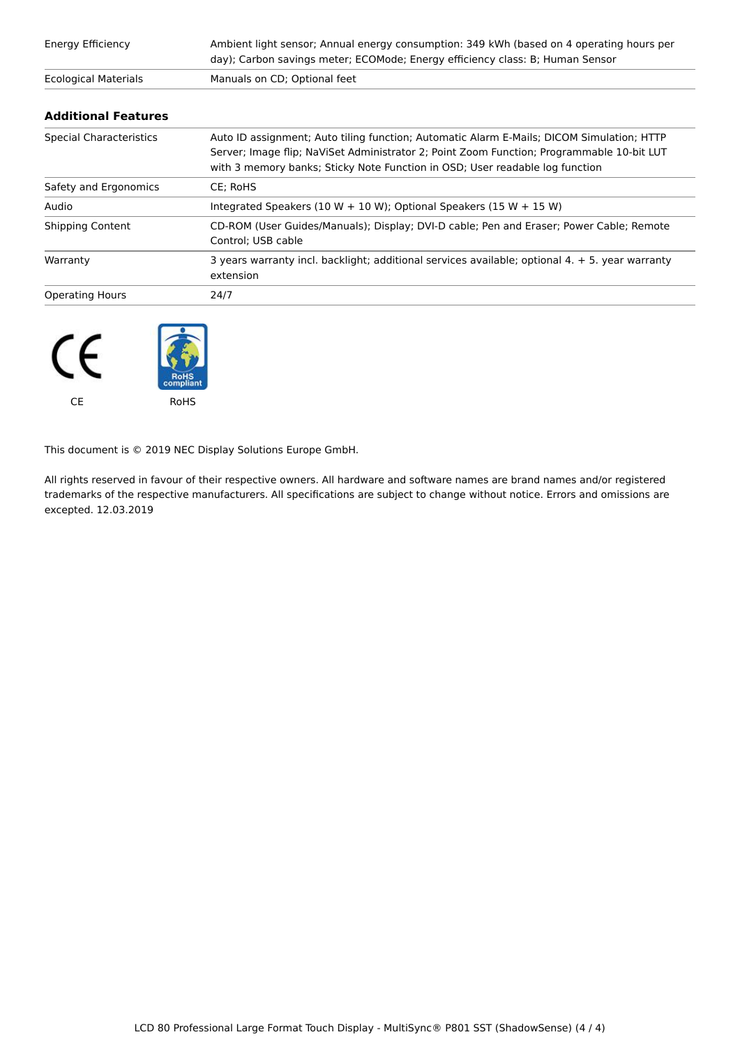| | |
|---|---|
| Energy Efficiency | Ambient light sensor; Annual energy consumption: 349 kWh (based on 4 operating hours per day); Carbon savings meter; ECOMode; Energy efficiency class: B; Human Sensor |
| Ecological Materials | Manuals on CD; Optional feet |

### Additional Features

| | |
|---|---|
| Special Characteristics | Auto ID assignment; Auto tiling function; Automatic Alarm E-Mails; DICOM Simulation; HTTP Server; Image flip; NaViSet Administrator 2; Point Zoom Function; Programmable 10-bit LUT with 3 memory banks; Sticky Note Function in OSD; User readable log function |
| Safety and Ergonomics | CE; RoHS |
| Audio | Integrated Speakers (10 W + 10 W); Optional Speakers (15 W + 15 W) |
| Shipping Content | CD-ROM (User Guides/Manuals); Display; DVI-D cable; Pen and Eraser; Power Cable; Remote Control; USB cable |
| Warranty | 3 years warranty incl. backlight; additional services available; optional 4. + 5. year warranty extension |
| Operating Hours | 24/7 |

CE

RoHS

This document is © 2019 NEC Display Solutions Europe GmbH.

All rights reserved in favour of their respective owners. All hardware and software names are brand names and/or registered trademarks of the respective manufacturers. All specifications are subject to change without notice. Errors and omissions are excepted. 12.03.2019